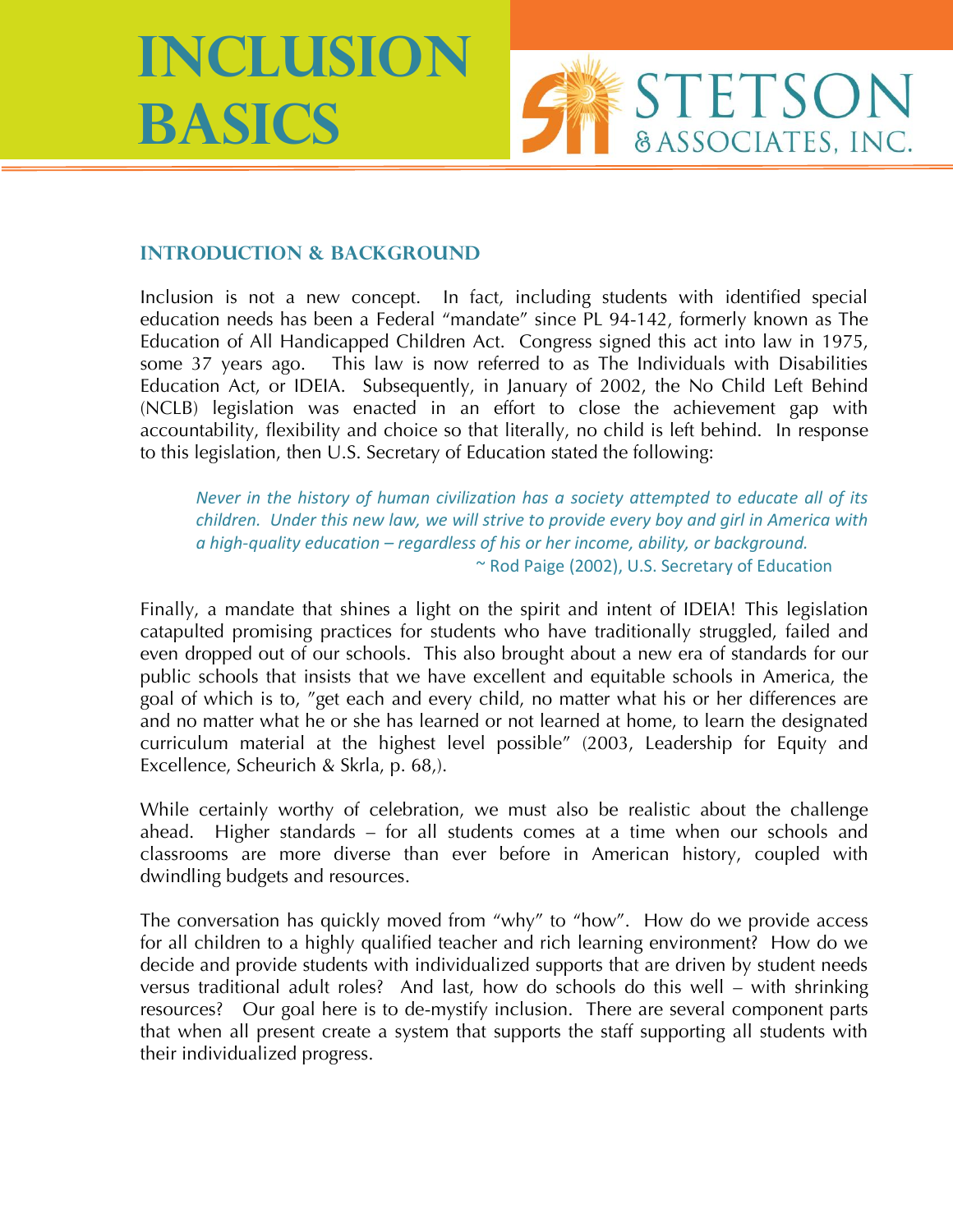# INCLUSION BASICS

STETSON & ASSOCIATES, INC.

## INTRODUCTION & BACKGROUND

Inclusion is not a new concept. In fact, including students with identified special education needs has been a Federal "mandate" since PL 94-142, formerly known as The Education of All Handicapped Children Act. Congress signed this act into law in 1975, some 37 years ago. This law is now referred to as The Individuals with Disabilities Education Act, or IDEIA. Subsequently, in January of 2002, the No Child Left Behind (NCLB) legislation was enacted in an effort to close the achievement gap with accountability, flexibility and choice so that literally, no child is left behind. In response to this legislation, then U.S. Secretary of Education stated the following:

> *Never in the history of human civilization has a society attempted to educate all of its children. Under this new law, we will strive to provide every boy and girl in America with a high-quality education – regardless of his or her income, ability, or background.*
>
> ~ Rod Paige (2002), U.S. Secretary of Education

Finally, a mandate that shines a light on the spirit and intent of IDEIA! This legislation catapulted promising practices for students who have traditionally struggled, failed and even dropped out of our schools. This also brought about a new era of standards for our public schools that insists that we have excellent and equitable schools in America, the goal of which is to, "get each and every child, no matter what his or her differences are and no matter what he or she has learned or not learned at home, to learn the designated curriculum material at the highest level possible" (2003, Leadership for Equity and Excellence, Scheurich & Skrla, p. 68,).

While certainly worthy of celebration, we must also be realistic about the challenge ahead. Higher standards – for all students comes at a time when our schools and classrooms are more diverse than ever before in American history, coupled with dwindling budgets and resources.

The conversation has quickly moved from "why" to "how". How do we provide access for all children to a highly qualified teacher and rich learning environment? How do we decide and provide students with individualized supports that are driven by student needs versus traditional adult roles? And last, how do schools do this well – with shrinking resources? Our goal here is to de-mystify inclusion. There are several component parts that when all present create a system that supports the staff supporting all students with their individualized progress.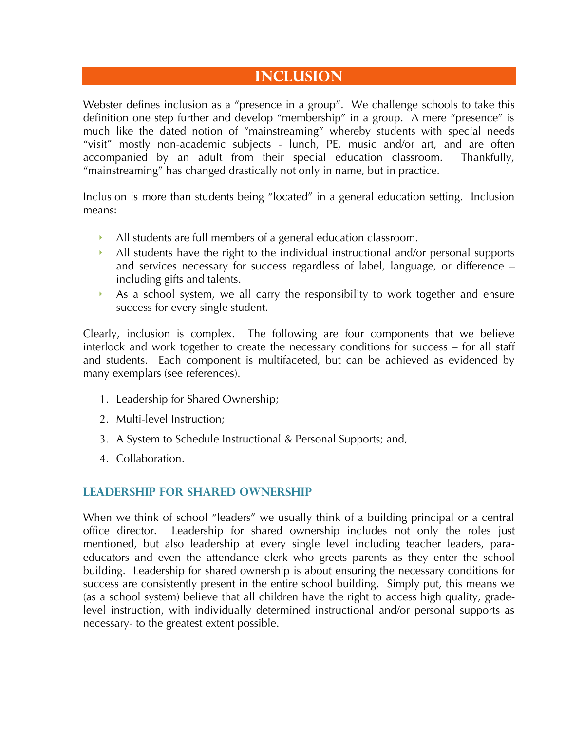# INCLUSION

Webster defines inclusion as a "presence in a group". We challenge schools to take this definition one step further and develop "membership" in a group. A mere "presence" is much like the dated notion of "mainstreaming" whereby students with special needs "visit" mostly non-academic subjects - lunch, PE, music and/or art, and are often accompanied by an adult from their special education classroom. Thankfully, "mainstreaming" has changed drastically not only in name, but in practice.

Inclusion is more than students being "located" in a general education setting. Inclusion means:

- All students are full members of a general education classroom.
- All students have the right to the individual instructional and/or personal supports and services necessary for success regardless of label, language, or difference – including gifts and talents.
- As a school system, we all carry the responsibility to work together and ensure success for every single student.

Clearly, inclusion is complex. The following are four components that we believe interlock and work together to create the necessary conditions for success – for all staff and students. Each component is multifaceted, but can be achieved as evidenced by many exemplars (see references).

1. Leadership for Shared Ownership;
2. Multi-level Instruction;
3. A System to Schedule Instructional & Personal Supports; and,
4. Collaboration.

## LEADERSHIP FOR SHARED OWNERSHIP

When we think of school "leaders" we usually think of a building principal or a central office director. Leadership for shared ownership includes not only the roles just mentioned, but also leadership at every single level including teacher leaders, para-educators and even the attendance clerk who greets parents as they enter the school building. Leadership for shared ownership is about ensuring the necessary conditions for success are consistently present in the entire school building. Simply put, this means we (as a school system) believe that all children have the right to access high quality, grade-level instruction, with individually determined instructional and/or personal supports as necessary- to the greatest extent possible.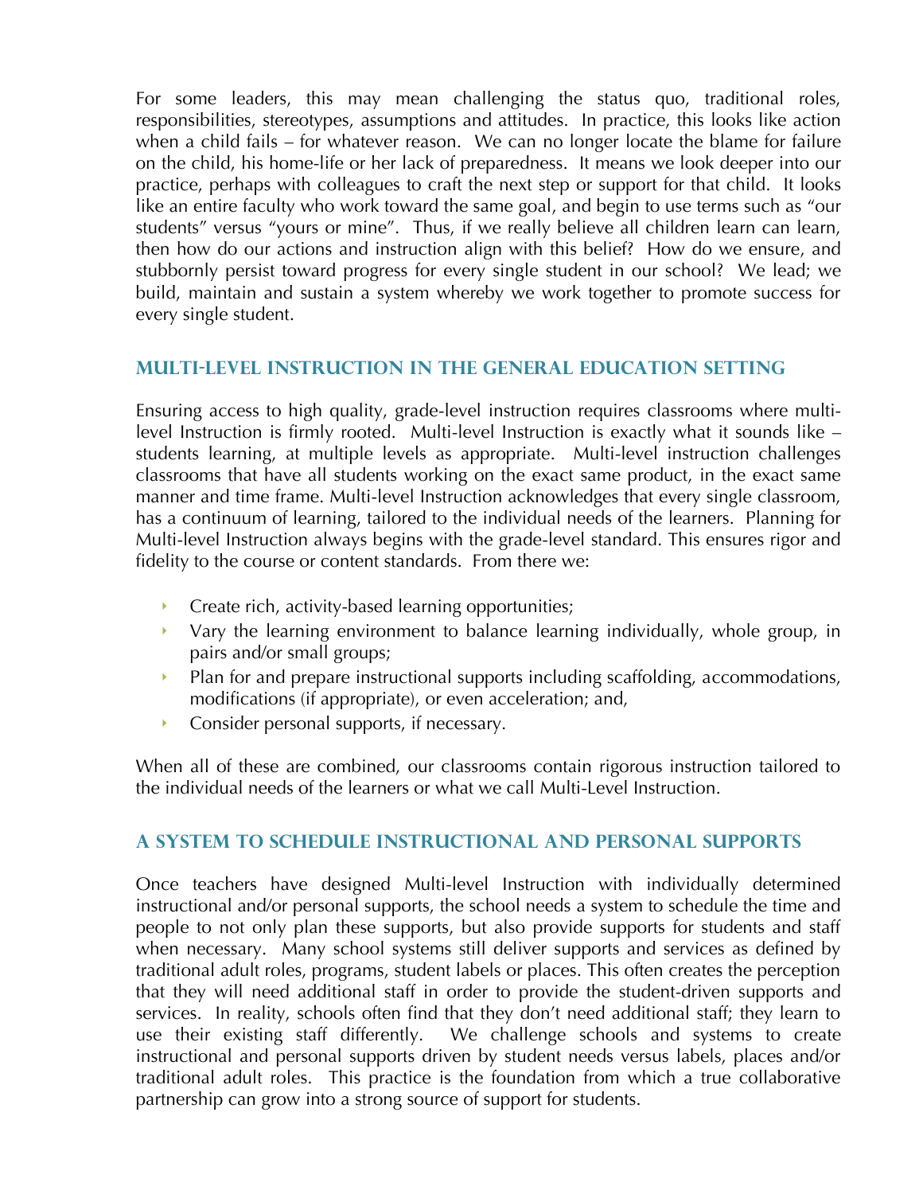For some leaders, this may mean challenging the status quo, traditional roles, responsibilities, stereotypes, assumptions and attitudes. In practice, this looks like action when a child fails – for whatever reason. We can no longer locate the blame for failure on the child, his home-life or her lack of preparedness. It means we look deeper into our practice, perhaps with colleagues to craft the next step or support for that child. It looks like an entire faculty who work toward the same goal, and begin to use terms such as "our students" versus "yours or mine". Thus, if we really believe all children learn can learn, then how do our actions and instruction align with this belief? How do we ensure, and stubbornly persist toward progress for every single student in our school? We lead; we build, maintain and sustain a system whereby we work together to promote success for every single student.

## Multi-Level Instruction in the General Education Setting

Ensuring access to high quality, grade-level instruction requires classrooms where multi-level Instruction is firmly rooted. Multi-level Instruction is exactly what it sounds like – students learning, at multiple levels as appropriate. Multi-level instruction challenges classrooms that have all students working on the exact same product, in the exact same manner and time frame. Multi-level Instruction acknowledges that every single classroom, has a continuum of learning, tailored to the individual needs of the learners. Planning for Multi-level Instruction always begins with the grade-level standard. This ensures rigor and fidelity to the course or content standards. From there we:

- Create rich, activity-based learning opportunities;
- Vary the learning environment to balance learning individually, whole group, in pairs and/or small groups;
- Plan for and prepare instructional supports including scaffolding, accommodations, modifications (if appropriate), or even acceleration; and,
- Consider personal supports, if necessary.

When all of these are combined, our classrooms contain rigorous instruction tailored to the individual needs of the learners or what we call Multi-Level Instruction.

## A System to Schedule Instructional and Personal Supports

Once teachers have designed Multi-level Instruction with individually determined instructional and/or personal supports, the school needs a system to schedule the time and people to not only plan these supports, but also provide supports for students and staff when necessary. Many school systems still deliver supports and services as defined by traditional adult roles, programs, student labels or places. This often creates the perception that they will need additional staff in order to provide the student-driven supports and services. In reality, schools often find that they don't need additional staff; they learn to use their existing staff differently. We challenge schools and systems to create instructional and personal supports driven by student needs versus labels, places and/or traditional adult roles. This practice is the foundation from which a true collaborative partnership can grow into a strong source of support for students.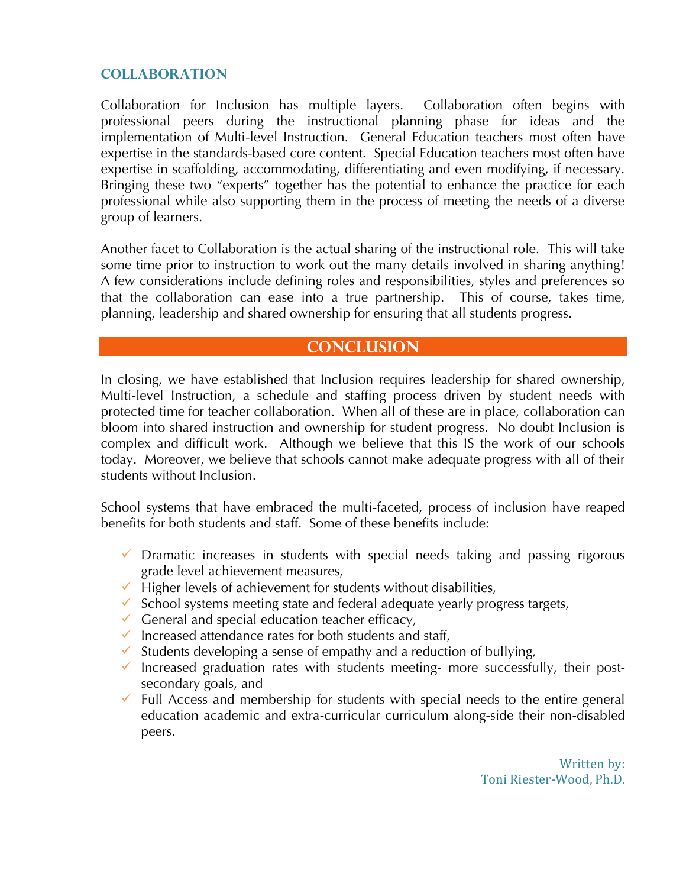## COLLABORATION

Collaboration for Inclusion has multiple layers. Collaboration often begins with professional peers during the instructional planning phase for ideas and the implementation of Multi-level Instruction. General Education teachers most often have expertise in the standards-based core content. Special Education teachers most often have expertise in scaffolding, accommodating, differentiating and even modifying, if necessary. Bringing these two "experts" together has the potential to enhance the practice for each professional while also supporting them in the process of meeting the needs of a diverse group of learners.

Another facet to Collaboration is the actual sharing of the instructional role. This will take some time prior to instruction to work out the many details involved in sharing anything! A few considerations include defining roles and responsibilities, styles and preferences so that the collaboration can ease into a true partnership. This of course, takes time, planning, leadership and shared ownership for ensuring that all students progress.

## CONCLUSION

In closing, we have established that Inclusion requires leadership for shared ownership, Multi-level Instruction, a schedule and staffing process driven by student needs with protected time for teacher collaboration. When all of these are in place, collaboration can bloom into shared instruction and ownership for student progress. No doubt Inclusion is complex and difficult work. Although we believe that this IS the work of our schools today. Moreover, we believe that schools cannot make adequate progress with all of their students without Inclusion.

School systems that have embraced the multi-faceted, process of inclusion have reaped benefits for both students and staff. Some of these benefits include:

- ✓ Dramatic increases in students with special needs taking and passing rigorous grade level achievement measures,
- ✓ Higher levels of achievement for students without disabilities,
- ✓ School systems meeting state and federal adequate yearly progress targets,
- ✓ General and special education teacher efficacy,
- ✓ Increased attendance rates for both students and staff,
- ✓ Students developing a sense of empathy and a reduction of bullying,
- ✓ Increased graduation rates with students meeting- more successfully, their post-secondary goals, and
- ✓ Full Access and membership for students with special needs to the entire general education academic and extra-curricular curriculum along-side their non-disabled peers.

Written by:
Toni Riester-Wood, Ph.D.